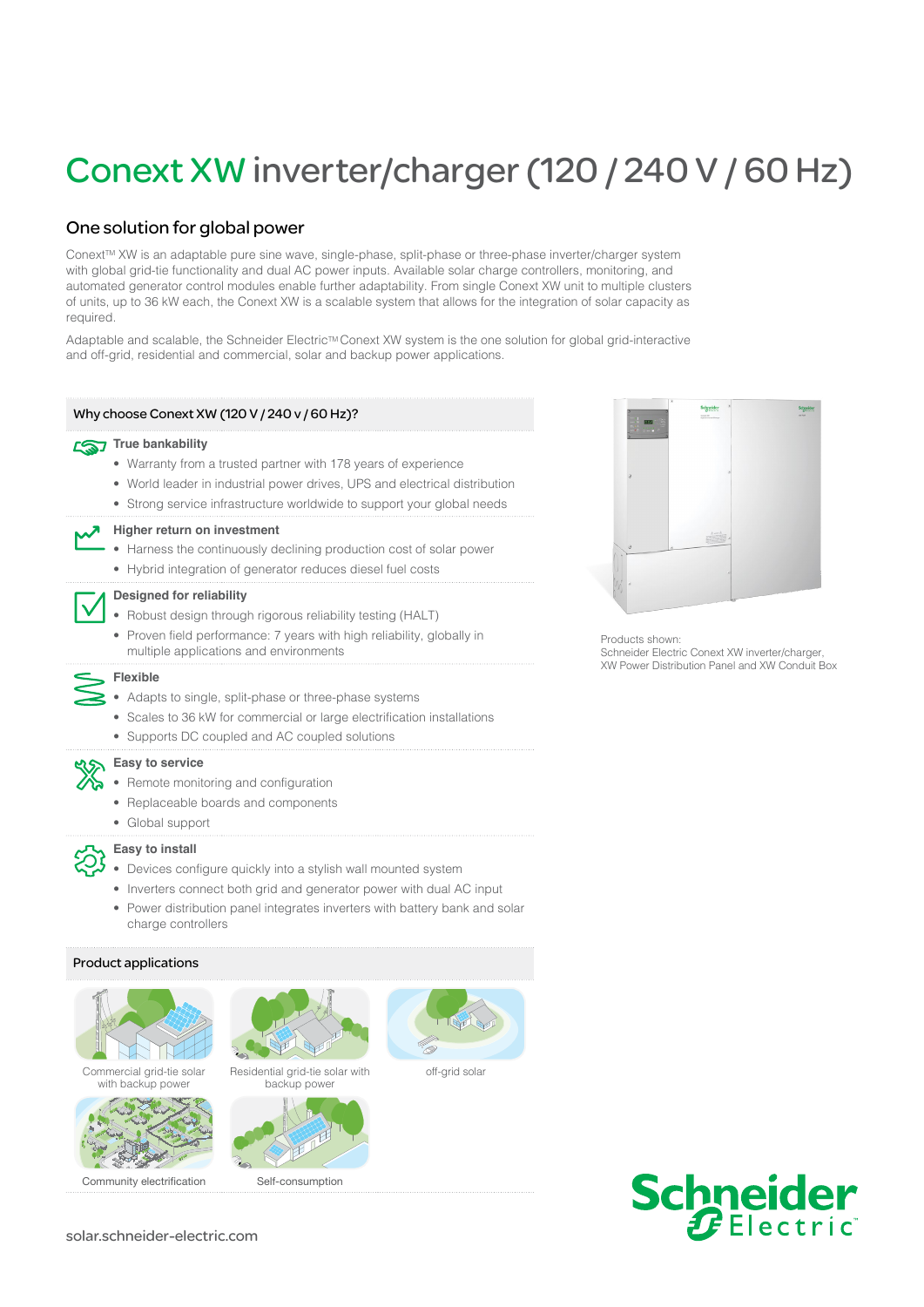# Conext XW inverter/charger (120 / 240 V / 60 Hz)

## One solution for global power

Conext™ XW is an adaptable pure sine wave, single-phase, split-phase or three-phase inverter/charger system with global grid-tie functionality and dual AC power inputs. Available solar charge controllers, monitoring, and automated generator control modules enable further adaptability. From single Conext XW unit to multiple clusters of units, up to 36 kW each, the Conext XW is a scalable system that allows for the integration of solar capacity as required.

Adaptable and scalable, the Schneider Electric™ Conext XW system is the one solution for global grid-interactive and off-grid, residential and commercial, solar and backup power applications.

### Why choose Conext XW (120 V / 240 v / 60 Hz)?

**True bankability**

- Warranty from a trusted partner with 178 years of experience
- World leader in industrial power drives, UPS and electrical distribution
- Strong service infrastructure worldwide to support your global needs

**Higher return on investment**

- Harness the continuously declining production cost of solar power
- Hybrid integration of generator reduces diesel fuel costs

**Designed for reliability**

- Robust design through rigorous reliability testing (HALT)
- Proven field performance: 7 years with high reliability, globally in multiple applications and environments

**Flexible**

- Adapts to single, split-phase or three-phase systems
- Scales to 36 kW for commercial or large electrification installations
- Supports DC coupled and AC coupled solutions

**Easy to service**

- Remote monitoring and configuration
- Replaceable boards and components
- Global support

**Easy to install**

- Devices configure quickly into a stylish wall mounted system
- Inverters connect both grid and generator power with dual AC input
- Power distribution panel integrates inverters with battery bank and solar charge controllers

Products shown:
Schneider Electric Conext XW inverter/charger, XW Power Distribution Panel and XW Conduit Box

### Product applications

Commercial grid-tie solar with backup power

Residential grid-tie solar with backup power

off-grid solar

Community electrification

Self-consumption

solar.schneider-electric.com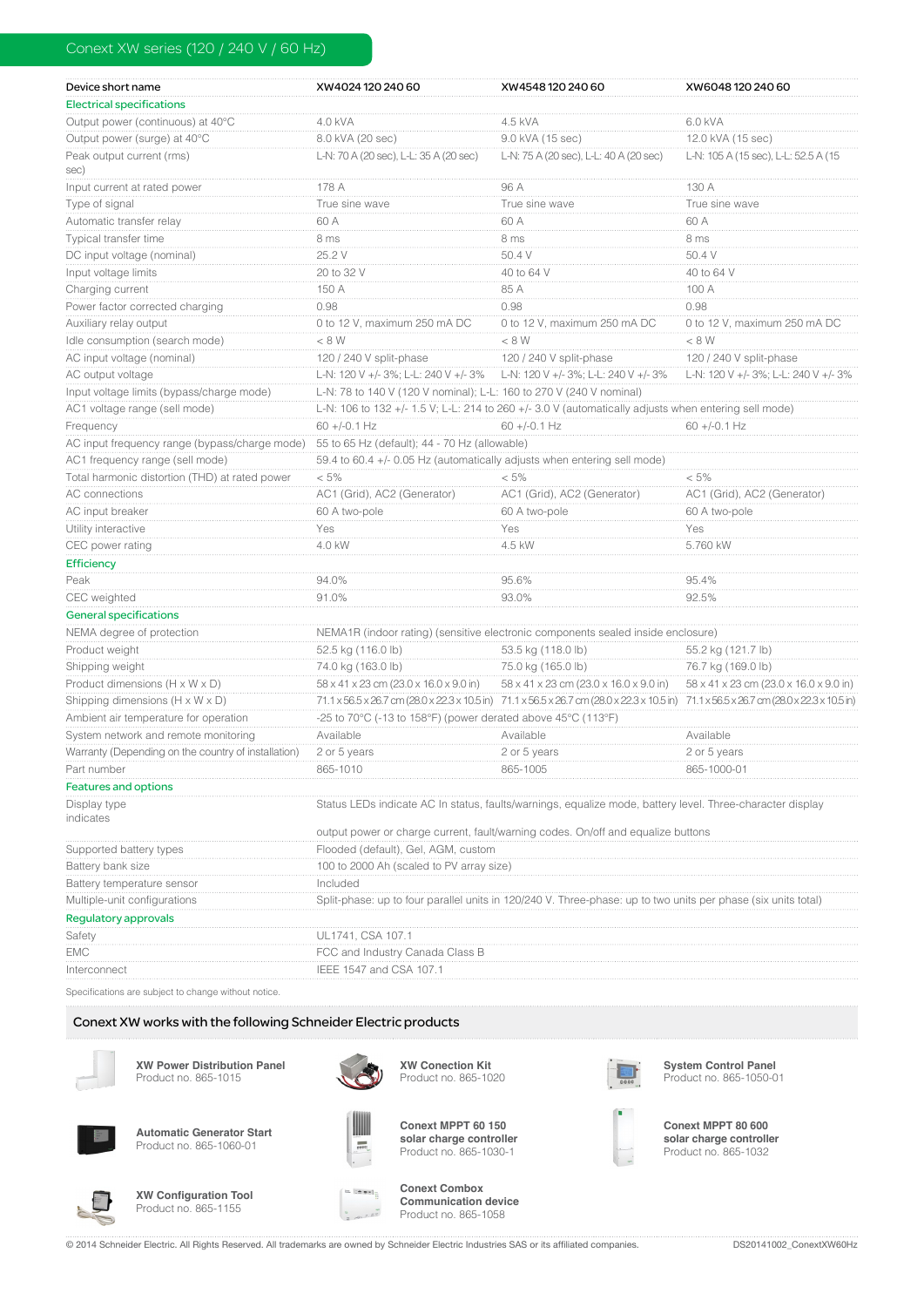# Conext XW series (120 / 240 V / 60 Hz)

| Device short name | XW4024 120 240 60 | XW4548 120 240 60 | XW6048 120 240 60 |
|---|---|---|---|
| **Electrical specifications** | | | |
| Output power (continuous) at 40°C | 4.0 kVA | 4.5 kVA | 6.0 kVA |
| Output power (surge) at 40°C | 8.0 kVA (20 sec) | 9.0 kVA (15 sec) | 12.0 kVA (15 sec) |
| Peak output current (rms) | L-N: 70 A (20 sec), L-L: 35 A (20 sec) | L-N: 75 A (20 sec), L-L: 40 A (20 sec) | L-N: 105 A (15 sec), L-L: 52.5 A (15 sec) |
| Input current at rated power | 178 A | 96 A | 130 A |
| Type of signal | True sine wave | True sine wave | True sine wave |
| Automatic transfer relay | 60 A | 60 A | 60 A |
| Typical transfer time | 8 ms | 8 ms | 8 ms |
| DC input voltage (nominal) | 25.2 V | 50.4 V | 50.4 V |
| Input voltage limits | 20 to 32 V | 40 to 64 V | 40 to 64 V |
| Charging current | 150 A | 85 A | 100 A |
| Power factor corrected charging | 0.98 | 0.98 | 0.98 |
| Auxiliary relay output | 0 to 12 V, maximum 250 mA DC | 0 to 12 V, maximum 250 mA DC | 0 to 12 V, maximum 250 mA DC |
| Idle consumption (search mode) | < 8 W | < 8 W | < 8 W |
| AC input voltage (nominal) | 120 / 240 V split-phase | 120 / 240 V split-phase | 120 / 240 V split-phase |
| AC output voltage | L-N: 120 V +/- 3%; L-L: 240 V +/- 3% | L-N: 120 V +/- 3%; L-L: 240 V +/- 3% | L-N: 120 V +/- 3%; L-L: 240 V +/- 3% |
| Input voltage limits (bypass/charge mode) | L-N: 78 to 140 V (120 V nominal); L-L: 160 to 270 V (240 V nominal) | | |
| AC1 voltage range (sell mode) | L-N: 106 to 132 +/- 1.5 V; L-L: 214 to 260 +/- 3.0 V (automatically adjusts when entering sell mode) | | |
| Frequency | 60 +/-0.1 Hz | 60 +/-0.1 Hz | 60 +/-0.1 Hz |
| AC input frequency range (bypass/charge mode) | 55 to 65 Hz (default); 44 - 70 Hz (allowable) | | |
| AC1 frequency range (sell mode) | 59.4 to 60.4 +/- 0.05 Hz (automatically adjusts when entering sell mode) | | |
| Total harmonic distortion (THD) at rated power | < 5% | < 5% | < 5% |
| AC connections | AC1 (Grid), AC2 (Generator) | AC1 (Grid), AC2 (Generator) | AC1 (Grid), AC2 (Generator) |
| AC input breaker | 60 A two-pole | 60 A two-pole | 60 A two-pole |
| Utility interactive | Yes | Yes | Yes |
| CEC power rating | 4.0 kW | 4.5 kW | 5.760 kW |
| **Efficiency** | | | |
| Peak | 94.0% | 95.6% | 95.4% |
| CEC weighted | 91.0% | 93.0% | 92.5% |
| **General specifications** | | | |
| NEMA degree of protection | NEMA1R (indoor rating) (sensitive electronic components sealed inside enclosure) | | |
| Product weight | 52.5 kg (116.0 lb) | 53.5 kg (118.0 lb) | 55.2 kg (121.7 lb) |
| Shipping weight | 74.0 kg (163.0 lb) | 75.0 kg (165.0 lb) | 76.7 kg (169.0 lb) |
| Product dimensions (H x W x D) | 58 x 41 x 23 cm (23.0 x 16.0 x 9.0 in) | 58 x 41 x 23 cm (23.0 x 16.0 x 9.0 in) | 58 x 41 x 23 cm (23.0 x 16.0 x 9.0 in) |
| Shipping dimensions (H x W x D) | 71.1 x 56.5 x 26.7 cm (28.0 x 22.3 x 10.5 in) | 71.1 x 56.5 x 26.7 cm (28.0 x 22.3 x 10.5 in) | 71.1 x 56.5 x 26.7 cm (28.0 x 22.3 x 10.5 in) |
| Ambient air temperature for operation | -25 to 70°C (-13 to 158°F) (power derated above 45°C (113°F) | | |
| System network and remote monitoring | Available | Available | Available |
| Warranty (Depending on the country of installation) | 2 or 5 years | 2 or 5 years | 2 or 5 years |
| Part number | 865-1010 | 865-1005 | 865-1000-01 |
| **Features and options** | | | |
| Display type indicates | Status LEDs indicate AC In status, faults/warnings, equalize mode, battery level. Three-character display output power or charge current, fault/warning codes. On/off and equalize buttons | | |
| Supported battery types | Flooded (default), Gel, AGM, custom | | |
| Battery bank size | 100 to 2000 Ah (scaled to PV array size) | | |
| Battery temperature sensor | Included | | |
| Multiple-unit configurations | Split-phase: up to four parallel units in 120/240 V. Three-phase: up to two units per phase (six units total) | | |
| **Regulatory approvals** | | | |
| Safety | UL1741, CSA 107.1 | | |
| EMC | FCC and Industry Canada Class B | | |
| Interconnect | IEEE 1547 and CSA 107.1 | | |

Specifications are subject to change without notice.

## Conext XW works with the following Schneider Electric products

**XW Power Distribution Panel**
Product no. 865-1015

**XW Conection Kit**
Product no. 865-1020

**System Control Panel**
Product no. 865-1050-01

**Automatic Generator Start**
Product no. 865-1060-01

**Conext MPPT 60 150 solar charge controller**
Product no. 865-1030-1

**Conext MPPT 80 600 solar charge controller**
Product no. 865-1032

**XW Configuration Tool**
Product no. 865-1155

**Conext Combox Communication device**
Product no. 865-1058

© 2014 Schneider Electric. All Rights Reserved. All trademarks are owned by Schneider Electric Industries SAS or its affiliated companies.

DS20141002_ConextXW60Hz